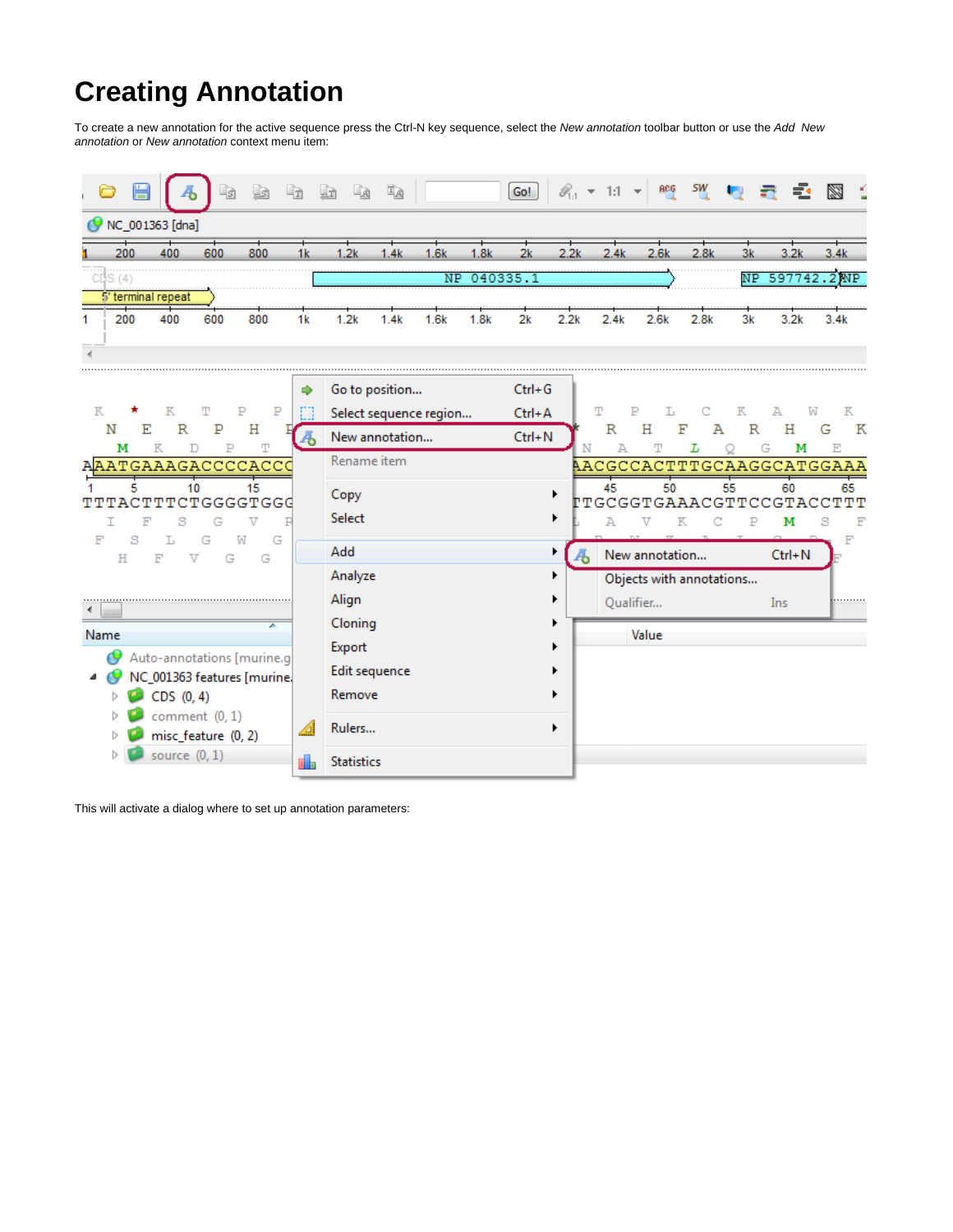# Creating Annotation

To create a new annotation for the active sequence press the Ctrl-N key sequence, select the *New annotation* toolbar button or use the *Add New annotation* or *New annotation* context menu item:

This will activate a dialog where to set up annotation parameters: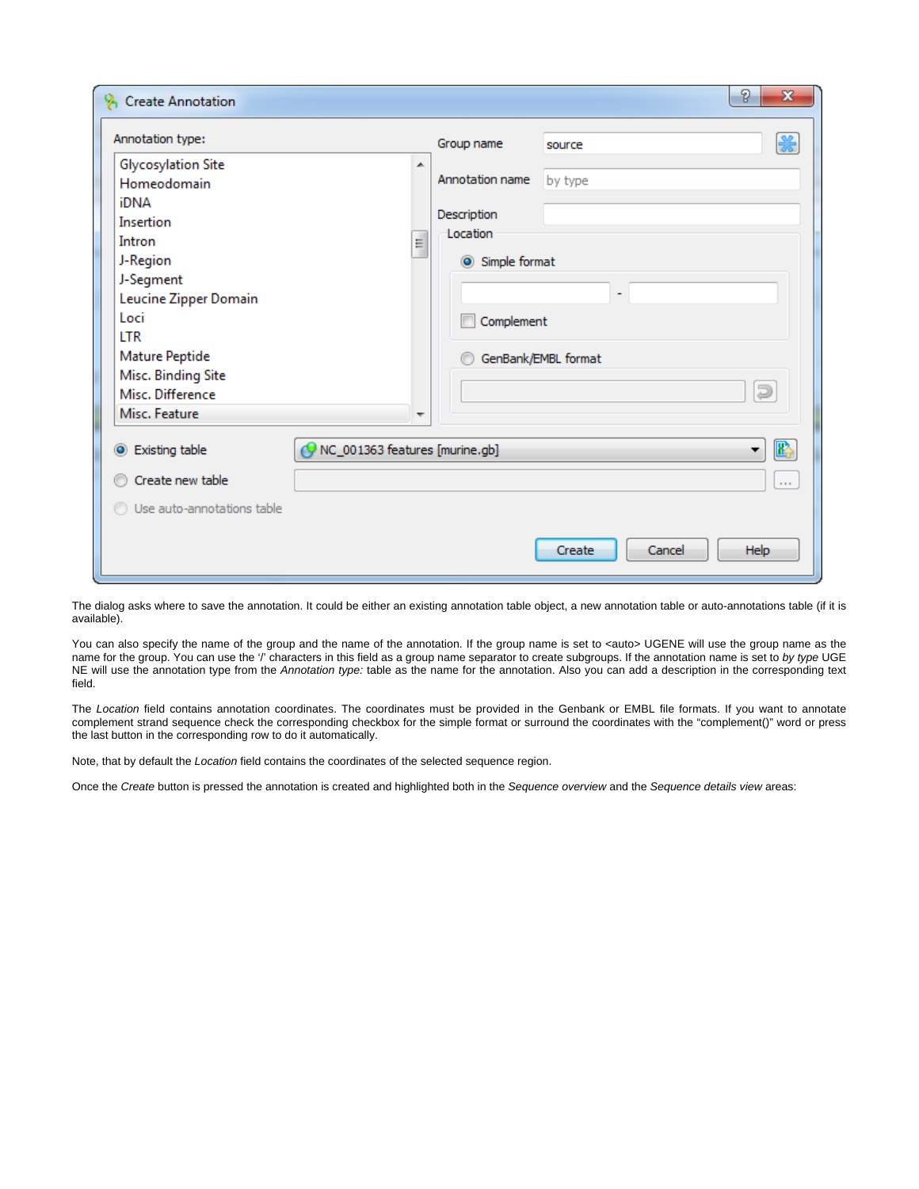The dialog asks where to save the annotation. It could be either an existing annotation table object, a new annotation table or auto-annotations table (if it is available).

You can also specify the name of the group and the name of the annotation. If the group name is set to <auto> UGENE will use the group name as the name for the group. You can use the '/' characters in this field as a group name separator to create subgroups. If the annotation name is set to *by type* UGENE will use the annotation type from the *Annotation type:* table as the name for the annotation. Also you can add a description in the corresponding text field.

The *Location* field contains annotation coordinates. The coordinates must be provided in the Genbank or EMBL file formats. If you want to annotate complement strand sequence check the corresponding checkbox for the simple format or surround the coordinates with the "complement()" word or press the last button in the corresponding row to do it automatically.

Note, that by default the *Location* field contains the coordinates of the selected sequence region.

Once the *Create* button is pressed the annotation is created and highlighted both in the *Sequence overview* and the *Sequence details view* areas: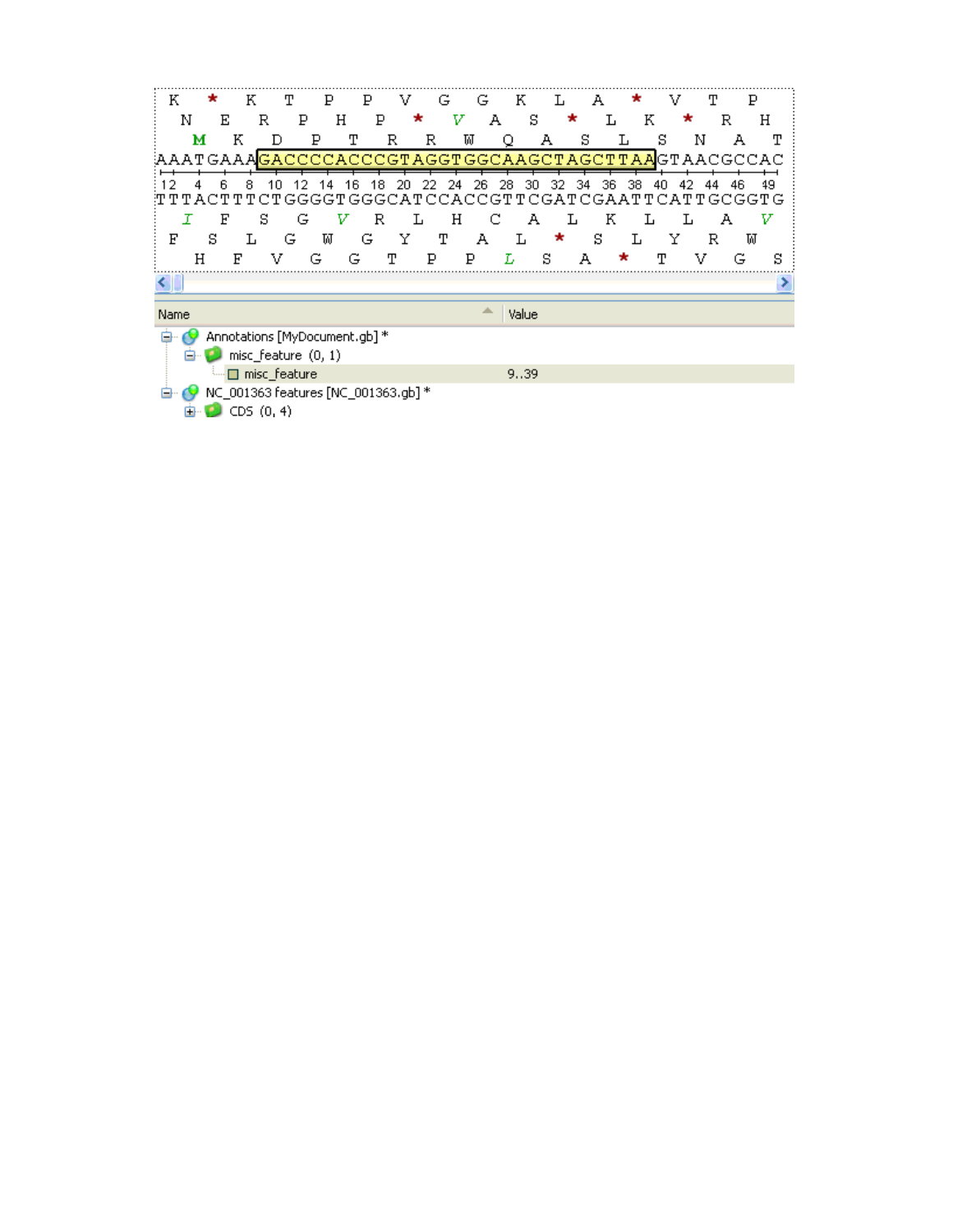```
K   *   K   T   P   P   V   G   G   K   L   A   *   V   T   P
  N   E   R   P   H   P   *   V   A   S   *   L   K   *   R   H
   M   K   D   P   T   R   R   W   Q   A   S   L   S   N   A   T
AAATGAAAGACCCCACCCGTAGGTGGCAAGCTAGCTTAAGTAACGCCAC
12  4   6   8  10  12  14  16  18  20  22  24  26  28  30  32  34  36  38  40  42  44  46  49
TTTACTTTCTGGGGTGGGCATCCACCGTTCGATCGAATTCATTGCGGTG
  I   F   S   G   V   R   L   H   C   A   L   K   L   L   A   V
 F   S   L   G   W   G   Y   T   A   L   *   S   L   Y   R   W
   H   F   V   G   G   T   P   P   L   S   A   *   T   V   G   S
```

| Name | Value |
|---|---|
| Annotations [MyDocument.gb] * | |
| misc_feature (0, 1) | |
| misc_feature | 9..39 |
| NC_001363 features [NC_001363.gb] * | |
| CDS (0, 4) | |